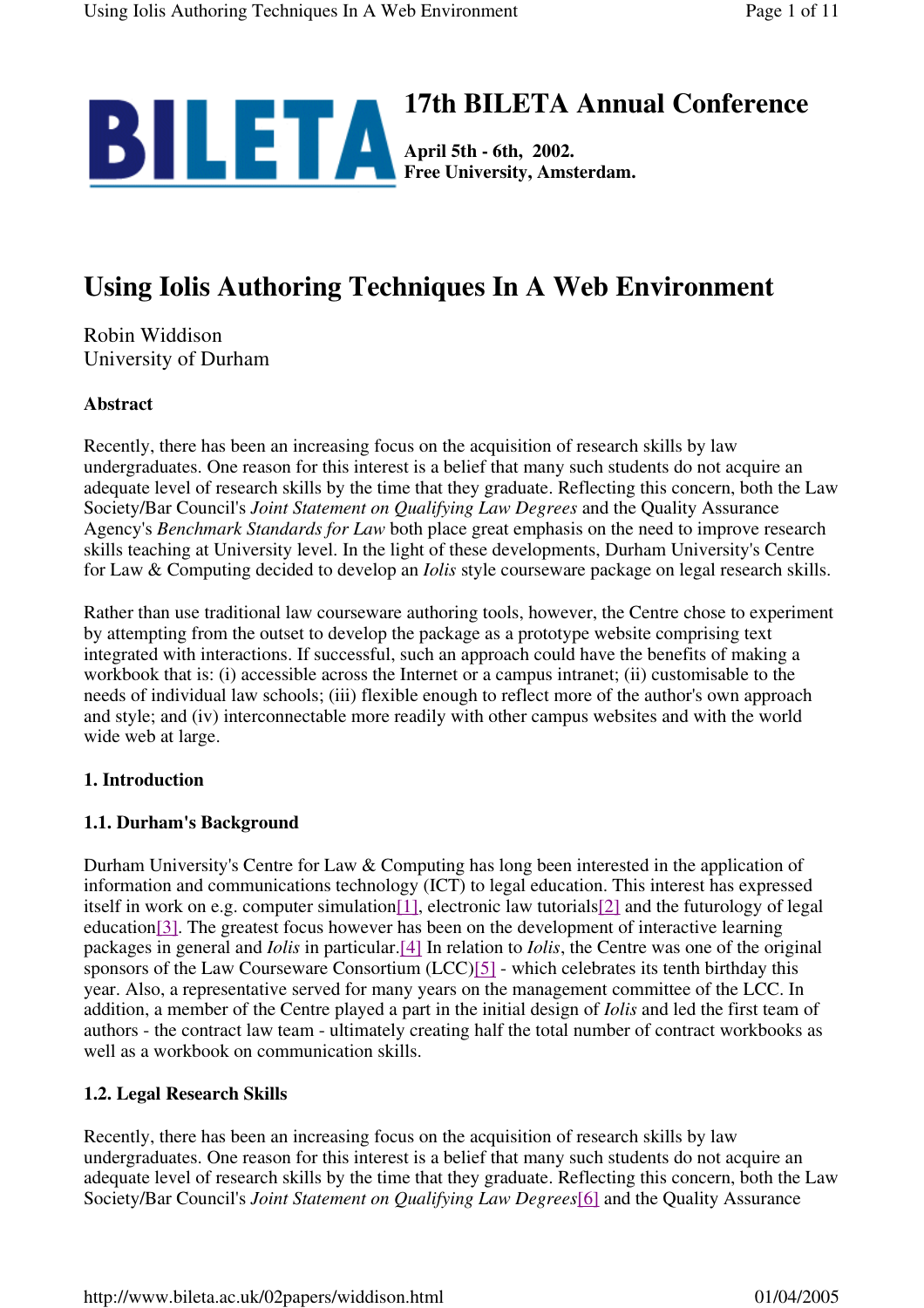# 17th BILETA Annual Conference

**April 5th - 6th, 2002.**
**Free University, Amsterdam.**

# Using Iolis Authoring Techniques In A Web Environment

Robin Widdison
University of Durham

### Abstract

Recently, there has been an increasing focus on the acquisition of research skills by law undergraduates. One reason for this interest is a belief that many such students do not acquire an adequate level of research skills by the time that they graduate. Reflecting this concern, both the Law Society/Bar Council's *Joint Statement on Qualifying Law Degrees* and the Quality Assurance Agency's *Benchmark Standards for Law* both place great emphasis on the need to improve research skills teaching at University level. In the light of these developments, Durham University's Centre for Law & Computing decided to develop an *Iolis* style courseware package on legal research skills.

Rather than use traditional law courseware authoring tools, however, the Centre chose to experiment by attempting from the outset to develop the package as a prototype website comprising text integrated with interactions. If successful, such an approach could have the benefits of making a workbook that is: (i) accessible across the Internet or a campus intranet; (ii) customisable to the needs of individual law schools; (iii) flexible enough to reflect more of the author's own approach and style; and (iv) interconnectable more readily with other campus websites and with the world wide web at large.

### 1. Introduction

### 1.1. Durham's Background

Durham University's Centre for Law & Computing has long been interested in the application of information and communications technology (ICT) to legal education. This interest has expressed itself in work on e.g. computer simulation[1], electronic law tutorials[2] and the futurology of legal education[3]. The greatest focus however has been on the development of interactive learning packages in general and *Iolis* in particular.[4] In relation to *Iolis*, the Centre was one of the original sponsors of the Law Courseware Consortium (LCC)[5] - which celebrates its tenth birthday this year. Also, a representative served for many years on the management committee of the LCC. In addition, a member of the Centre played a part in the initial design of *Iolis* and led the first team of authors - the contract law team - ultimately creating half the total number of contract workbooks as well as a workbook on communication skills.

### 1.2. Legal Research Skills

Recently, there has been an increasing focus on the acquisition of research skills by law undergraduates. One reason for this interest is a belief that many such students do not acquire an adequate level of research skills by the time that they graduate. Reflecting this concern, both the Law Society/Bar Council's *Joint Statement on Qualifying Law Degrees*[6] and the Quality Assurance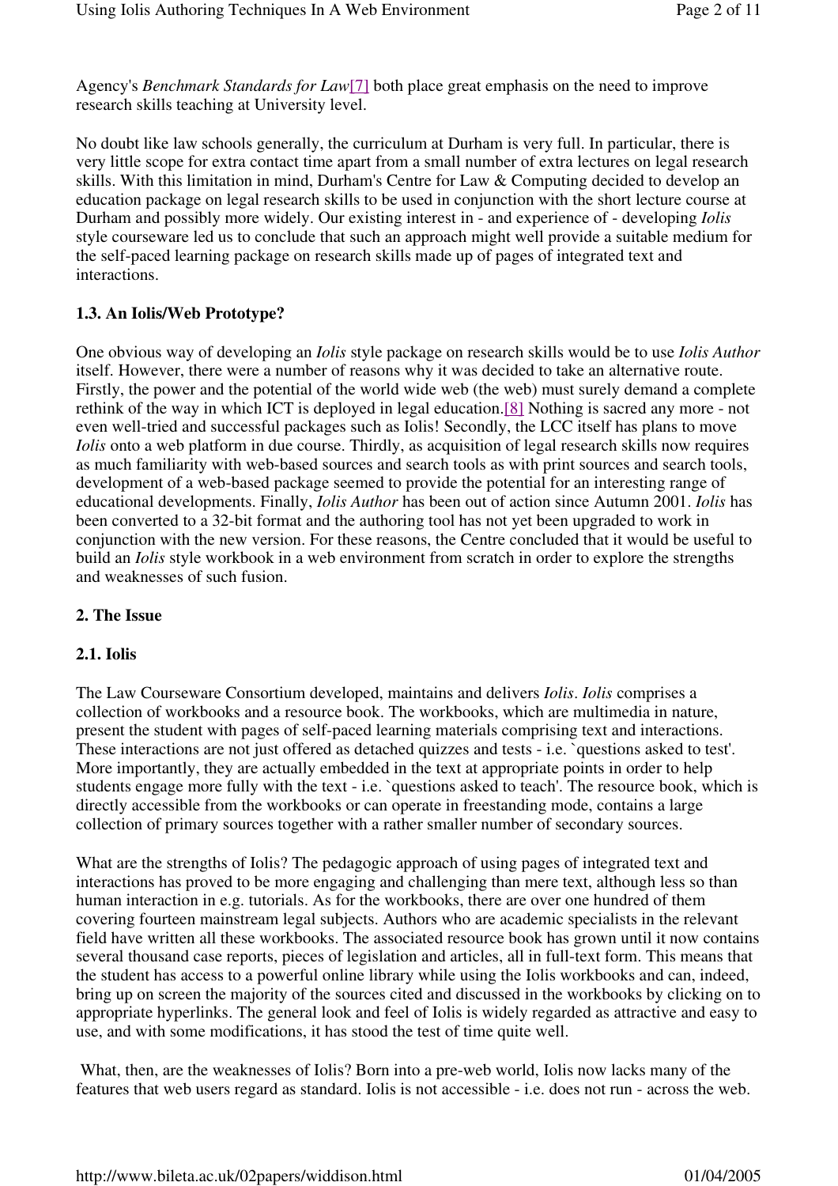Agency's *Benchmark Standards for Law*[7] both place great emphasis on the need to improve research skills teaching at University level.

No doubt like law schools generally, the curriculum at Durham is very full. In particular, there is very little scope for extra contact time apart from a small number of extra lectures on legal research skills. With this limitation in mind, Durham's Centre for Law & Computing decided to develop an education package on legal research skills to be used in conjunction with the short lecture course at Durham and possibly more widely. Our existing interest in - and experience of - developing *Iolis* style courseware led us to conclude that such an approach might well provide a suitable medium for the self-paced learning package on research skills made up of pages of integrated text and interactions.

### 1.3. An Iolis/Web Prototype?

One obvious way of developing an *Iolis* style package on research skills would be to use *Iolis Author* itself. However, there were a number of reasons why it was decided to take an alternative route. Firstly, the power and the potential of the world wide web (the web) must surely demand a complete rethink of the way in which ICT is deployed in legal education.[8] Nothing is sacred any more - not even well-tried and successful packages such as Iolis! Secondly, the LCC itself has plans to move *Iolis* onto a web platform in due course. Thirdly, as acquisition of legal research skills now requires as much familiarity with web-based sources and search tools as with print sources and search tools, development of a web-based package seemed to provide the potential for an interesting range of educational developments. Finally, *Iolis Author* has been out of action since Autumn 2001. *Iolis* has been converted to a 32-bit format and the authoring tool has not yet been upgraded to work in conjunction with the new version. For these reasons, the Centre concluded that it would be useful to build an *Iolis* style workbook in a web environment from scratch in order to explore the strengths and weaknesses of such fusion.

## 2. The Issue

### 2.1. Iolis

The Law Courseware Consortium developed, maintains and delivers *Iolis*. *Iolis* comprises a collection of workbooks and a resource book. The workbooks, which are multimedia in nature, present the student with pages of self-paced learning materials comprising text and interactions. These interactions are not just offered as detached quizzes and tests - i.e. `questions asked to test'. More importantly, they are actually embedded in the text at appropriate points in order to help students engage more fully with the text - i.e. `questions asked to teach'. The resource book, which is directly accessible from the workbooks or can operate in freestanding mode, contains a large collection of primary sources together with a rather smaller number of secondary sources.

What are the strengths of Iolis? The pedagogic approach of using pages of integrated text and interactions has proved to be more engaging and challenging than mere text, although less so than human interaction in e.g. tutorials. As for the workbooks, there are over one hundred of them covering fourteen mainstream legal subjects. Authors who are academic specialists in the relevant field have written all these workbooks. The associated resource book has grown until it now contains several thousand case reports, pieces of legislation and articles, all in full-text form. This means that the student has access to a powerful online library while using the Iolis workbooks and can, indeed, bring up on screen the majority of the sources cited and discussed in the workbooks by clicking on to appropriate hyperlinks. The general look and feel of Iolis is widely regarded as attractive and easy to use, and with some modifications, it has stood the test of time quite well.

What, then, are the weaknesses of Iolis? Born into a pre-web world, Iolis now lacks many of the features that web users regard as standard. Iolis is not accessible - i.e. does not run - across the web.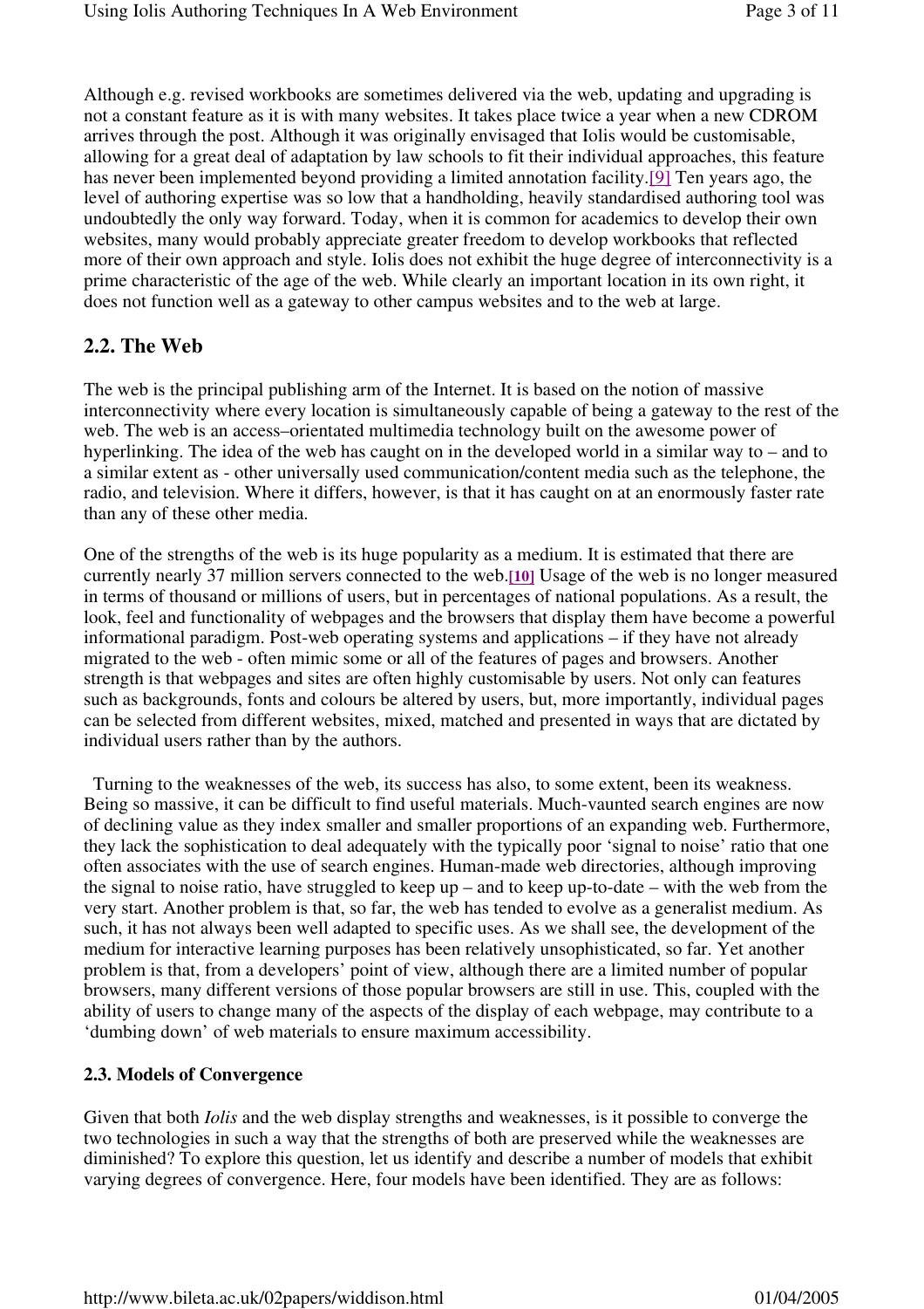Although e.g. revised workbooks are sometimes delivered via the web, updating and upgrading is not a constant feature as it is with many websites. It takes place twice a year when a new CDROM arrives through the post. Although it was originally envisaged that Iolis would be customisable, allowing for a great deal of adaptation by law schools to fit their individual approaches, this feature has never been implemented beyond providing a limited annotation facility.[9] Ten years ago, the level of authoring expertise was so low that a handholding, heavily standardised authoring tool was undoubtedly the only way forward. Today, when it is common for academics to develop their own websites, many would probably appreciate greater freedom to develop workbooks that reflected more of their own approach and style. Iolis does not exhibit the huge degree of interconnectivity is a prime characteristic of the age of the web. While clearly an important location in its own right, it does not function well as a gateway to other campus websites and to the web at large.

## 2.2. The Web

The web is the principal publishing arm of the Internet. It is based on the notion of massive interconnectivity where every location is simultaneously capable of being a gateway to the rest of the web. The web is an access–orientated multimedia technology built on the awesome power of hyperlinking. The idea of the web has caught on in the developed world in a similar way to – and to a similar extent as - other universally used communication/content media such as the telephone, the radio, and television. Where it differs, however, is that it has caught on at an enormously faster rate than any of these other media.

One of the strengths of the web is its huge popularity as a medium. It is estimated that there are currently nearly 37 million servers connected to the web.[10] Usage of the web is no longer measured in terms of thousand or millions of users, but in percentages of national populations. As a result, the look, feel and functionality of webpages and the browsers that display them have become a powerful informational paradigm. Post-web operating systems and applications – if they have not already migrated to the web - often mimic some or all of the features of pages and browsers. Another strength is that webpages and sites are often highly customisable by users. Not only can features such as backgrounds, fonts and colours be altered by users, but, more importantly, individual pages can be selected from different websites, mixed, matched and presented in ways that are dictated by individual users rather than by the authors.

Turning to the weaknesses of the web, its success has also, to some extent, been its weakness. Being so massive, it can be difficult to find useful materials. Much-vaunted search engines are now of declining value as they index smaller and smaller proportions of an expanding web. Furthermore, they lack the sophistication to deal adequately with the typically poor 'signal to noise' ratio that one often associates with the use of search engines. Human-made web directories, although improving the signal to noise ratio, have struggled to keep up – and to keep up-to-date – with the web from the very start. Another problem is that, so far, the web has tended to evolve as a generalist medium. As such, it has not always been well adapted to specific uses. As we shall see, the development of the medium for interactive learning purposes has been relatively unsophisticated, so far. Yet another problem is that, from a developers' point of view, although there are a limited number of popular browsers, many different versions of those popular browsers are still in use. This, coupled with the ability of users to change many of the aspects of the display of each webpage, may contribute to a 'dumbing down' of web materials to ensure maximum accessibility.

### 2.3. Models of Convergence

Given that both *Iolis* and the web display strengths and weaknesses, is it possible to converge the two technologies in such a way that the strengths of both are preserved while the weaknesses are diminished? To explore this question, let us identify and describe a number of models that exhibit varying degrees of convergence. Here, four models have been identified. They are as follows: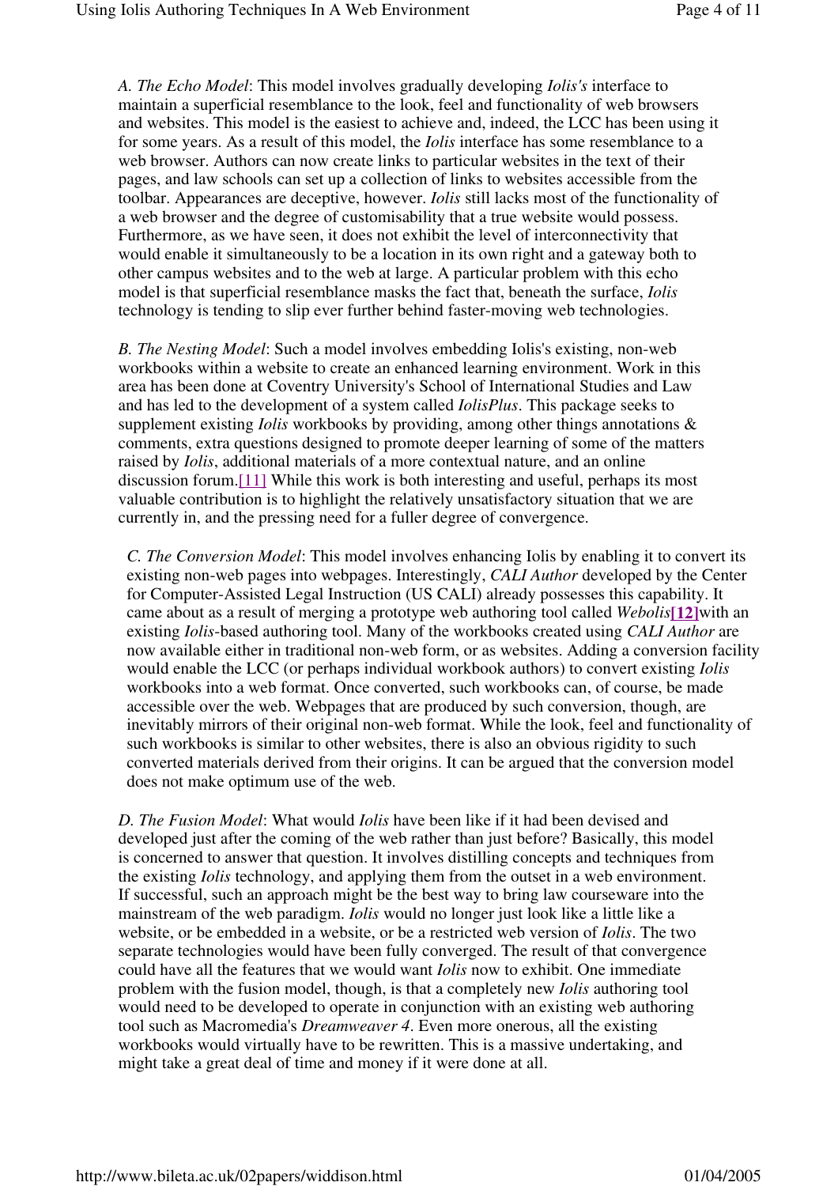*A. The Echo Model*: This model involves gradually developing *Iolis's* interface to maintain a superficial resemblance to the look, feel and functionality of web browsers and websites. This model is the easiest to achieve and, indeed, the LCC has been using it for some years. As a result of this model, the *Iolis* interface has some resemblance to a web browser. Authors can now create links to particular websites in the text of their pages, and law schools can set up a collection of links to websites accessible from the toolbar. Appearances are deceptive, however. *Iolis* still lacks most of the functionality of a web browser and the degree of customisability that a true website would possess. Furthermore, as we have seen, it does not exhibit the level of interconnectivity that would enable it simultaneously to be a location in its own right and a gateway both to other campus websites and to the web at large. A particular problem with this echo model is that superficial resemblance masks the fact that, beneath the surface, *Iolis* technology is tending to slip ever further behind faster-moving web technologies.

*B. The Nesting Model*: Such a model involves embedding Iolis's existing, non-web workbooks within a website to create an enhanced learning environment. Work in this area has been done at Coventry University's School of International Studies and Law and has led to the development of a system called *IolisPlus*. This package seeks to supplement existing *Iolis* workbooks by providing, among other things annotations & comments, extra questions designed to promote deeper learning of some of the matters raised by *Iolis*, additional materials of a more contextual nature, and an online discussion forum.[11] While this work is both interesting and useful, perhaps its most valuable contribution is to highlight the relatively unsatisfactory situation that we are currently in, and the pressing need for a fuller degree of convergence.

*C. The Conversion Model*: This model involves enhancing Iolis by enabling it to convert its existing non-web pages into webpages. Interestingly, *CALI Author* developed by the Center for Computer-Assisted Legal Instruction (US CALI) already possesses this capability. It came about as a result of merging a prototype web authoring tool called *Webolis*[12] with an existing *Iolis*-based authoring tool. Many of the workbooks created using *CALI Author* are now available either in traditional non-web form, or as websites. Adding a conversion facility would enable the LCC (or perhaps individual workbook authors) to convert existing *Iolis* workbooks into a web format. Once converted, such workbooks can, of course, be made accessible over the web. Webpages that are produced by such conversion, though, are inevitably mirrors of their original non-web format. While the look, feel and functionality of such workbooks is similar to other websites, there is also an obvious rigidity to such converted materials derived from their origins. It can be argued that the conversion model does not make optimum use of the web.

*D. The Fusion Model*: What would *Iolis* have been like if it had been devised and developed just after the coming of the web rather than just before? Basically, this model is concerned to answer that question. It involves distilling concepts and techniques from the existing *Iolis* technology, and applying them from the outset in a web environment. If successful, such an approach might be the best way to bring law courseware into the mainstream of the web paradigm. *Iolis* would no longer just look like a little like a website, or be embedded in a website, or be a restricted web version of *Iolis*. The two separate technologies would have been fully converged. The result of that convergence could have all the features that we would want *Iolis* now to exhibit. One immediate problem with the fusion model, though, is that a completely new *Iolis* authoring tool would need to be developed to operate in conjunction with an existing web authoring tool such as Macromedia's *Dreamweaver 4*. Even more onerous, all the existing workbooks would virtually have to be rewritten. This is a massive undertaking, and might take a great deal of time and money if it were done at all.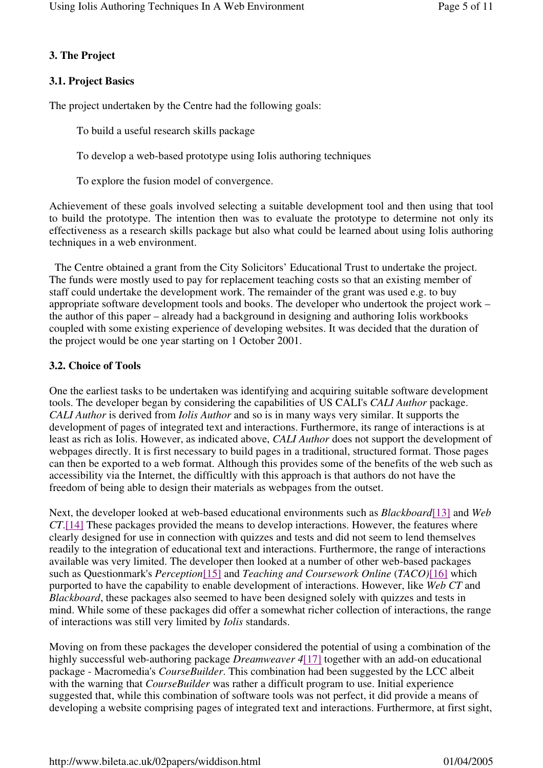### 3. The Project

#### 3.1. Project Basics

The project undertaken by the Centre had the following goals:

> To build a useful research skills package
>
> To develop a web-based prototype using Iolis authoring techniques
>
> To explore the fusion model of convergence.

Achievement of these goals involved selecting a suitable development tool and then using that tool to build the prototype. The intention then was to evaluate the prototype to determine not only its effectiveness as a research skills package but also what could be learned about using Iolis authoring techniques in a web environment.

The Centre obtained a grant from the City Solicitors' Educational Trust to undertake the project. The funds were mostly used to pay for replacement teaching costs so that an existing member of staff could undertake the development work. The remainder of the grant was used e.g. to buy appropriate software development tools and books. The developer who undertook the project work – the author of this paper – already had a background in designing and authoring Iolis workbooks coupled with some existing experience of developing websites. It was decided that the duration of the project would be one year starting on 1 October 2001.

#### 3.2. Choice of Tools

One the earliest tasks to be undertaken was identifying and acquiring suitable software development tools. The developer began by considering the capabilities of US CALI's *CALI Author* package. *CALI Author* is derived from *Iolis Author* and so is in many ways very similar. It supports the development of pages of integrated text and interactions. Furthermore, its range of interactions is at least as rich as Iolis. However, as indicated above, *CALI Author* does not support the development of webpages directly. It is first necessary to build pages in a traditional, structured format. Those pages can then be exported to a web format. Although this provides some of the benefits of the web such as accessibility via the Internet, the difficultly with this approach is that authors do not have the freedom of being able to design their materials as webpages from the outset.

Next, the developer looked at web-based educational environments such as *Blackboard*[13] and *Web CT*.[14] These packages provided the means to develop interactions. However, the features where clearly designed for use in connection with quizzes and tests and did not seem to lend themselves readily to the integration of educational text and interactions. Furthermore, the range of interactions available was very limited. The developer then looked at a number of other web-based packages such as Questionmark's *Perception*[15] and *Teaching and Coursework Online* (*TACO)*[16] which purported to have the capability to enable development of interactions. However, like *Web CT* and *Blackboard*, these packages also seemed to have been designed solely with quizzes and tests in mind. While some of these packages did offer a somewhat richer collection of interactions, the range of interactions was still very limited by *Iolis* standards.

Moving on from these packages the developer considered the potential of using a combination of the highly successful web-authoring package *Dreamweaver 4*[17] together with an add-on educational package - Macromedia's *CourseBuilder*. This combination had been suggested by the LCC albeit with the warning that *CourseBuilder* was rather a difficult program to use. Initial experience suggested that, while this combination of software tools was not perfect, it did provide a means of developing a website comprising pages of integrated text and interactions. Furthermore, at first sight,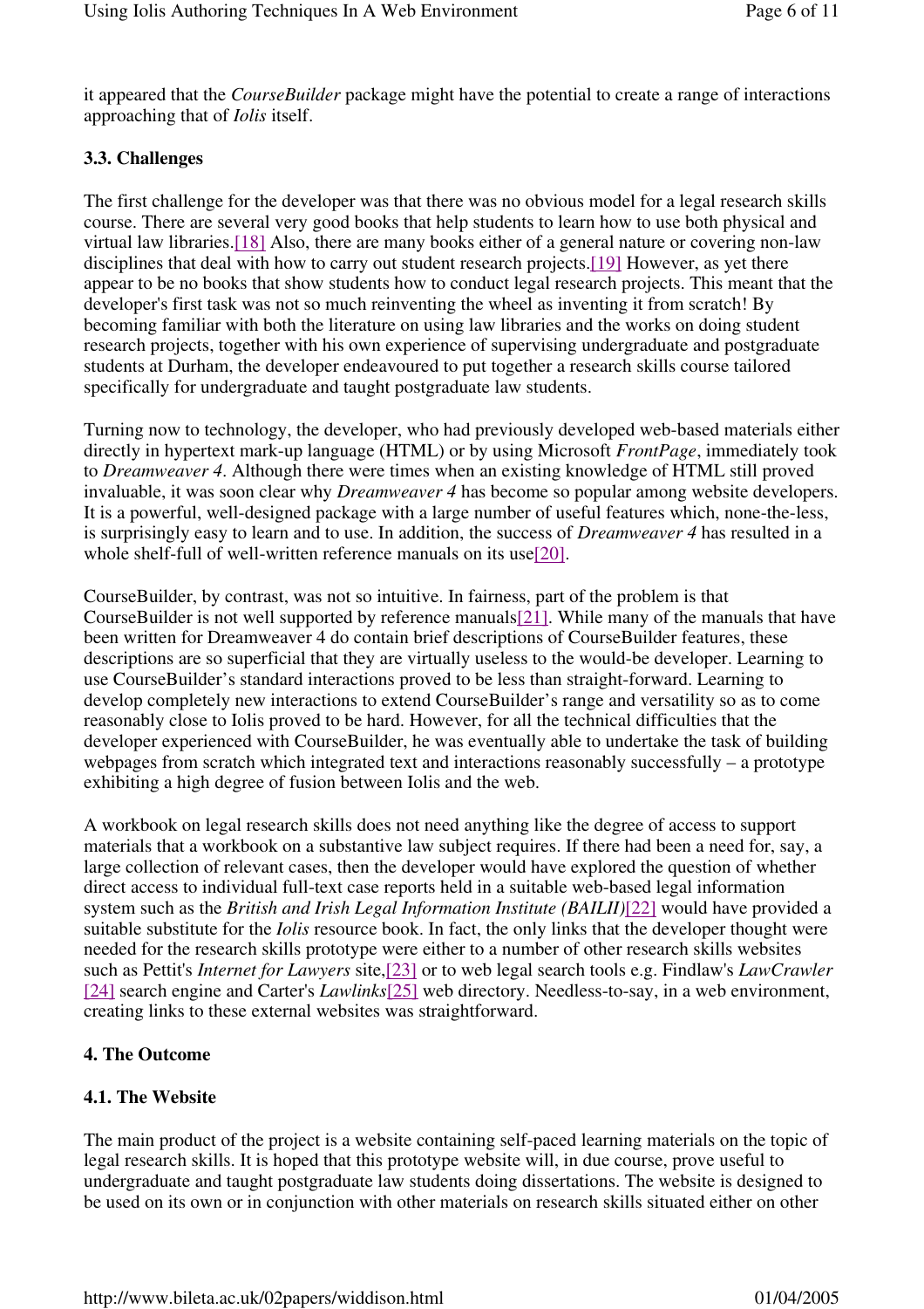it appeared that the *CourseBuilder* package might have the potential to create a range of interactions approaching that of *Iolis* itself.

### 3.3. Challenges

The first challenge for the developer was that there was no obvious model for a legal research skills course. There are several very good books that help students to learn how to use both physical and virtual law libraries.[18] Also, there are many books either of a general nature or covering non-law disciplines that deal with how to carry out student research projects.[19] However, as yet there appear to be no books that show students how to conduct legal research projects. This meant that the developer's first task was not so much reinventing the wheel as inventing it from scratch! By becoming familiar with both the literature on using law libraries and the works on doing student research projects, together with his own experience of supervising undergraduate and postgraduate students at Durham, the developer endeavoured to put together a research skills course tailored specifically for undergraduate and taught postgraduate law students.

Turning now to technology, the developer, who had previously developed web-based materials either directly in hypertext mark-up language (HTML) or by using Microsoft *FrontPage*, immediately took to *Dreamweaver 4*. Although there were times when an existing knowledge of HTML still proved invaluable, it was soon clear why *Dreamweaver 4* has become so popular among website developers. It is a powerful, well-designed package with a large number of useful features which, none-the-less, is surprisingly easy to learn and to use. In addition, the success of *Dreamweaver 4* has resulted in a whole shelf-full of well-written reference manuals on its use[20].

CourseBuilder, by contrast, was not so intuitive. In fairness, part of the problem is that CourseBuilder is not well supported by reference manuals[21]. While many of the manuals that have been written for Dreamweaver 4 do contain brief descriptions of CourseBuilder features, these descriptions are so superficial that they are virtually useless to the would-be developer. Learning to use CourseBuilder's standard interactions proved to be less than straight-forward. Learning to develop completely new interactions to extend CourseBuilder's range and versatility so as to come reasonably close to Iolis proved to be hard. However, for all the technical difficulties that the developer experienced with CourseBuilder, he was eventually able to undertake the task of building webpages from scratch which integrated text and interactions reasonably successfully – a prototype exhibiting a high degree of fusion between Iolis and the web.

A workbook on legal research skills does not need anything like the degree of access to support materials that a workbook on a substantive law subject requires. If there had been a need for, say, a large collection of relevant cases, then the developer would have explored the question of whether direct access to individual full-text case reports held in a suitable web-based legal information system such as the *British and Irish Legal Information Institute (BAILII)*[22] would have provided a suitable substitute for the *Iolis* resource book. In fact, the only links that the developer thought were needed for the research skills prototype were either to a number of other research skills websites such as Pettit's *Internet for Lawyers* site,[23] or to web legal search tools e.g. Findlaw's *LawCrawler* [24] search engine and Carter's *Lawlinks*[25] web directory. Needless-to-say, in a web environment, creating links to these external websites was straightforward.

## 4. The Outcome

### 4.1. The Website

The main product of the project is a website containing self-paced learning materials on the topic of legal research skills. It is hoped that this prototype website will, in due course, prove useful to undergraduate and taught postgraduate law students doing dissertations. The website is designed to be used on its own or in conjunction with other materials on research skills situated either on other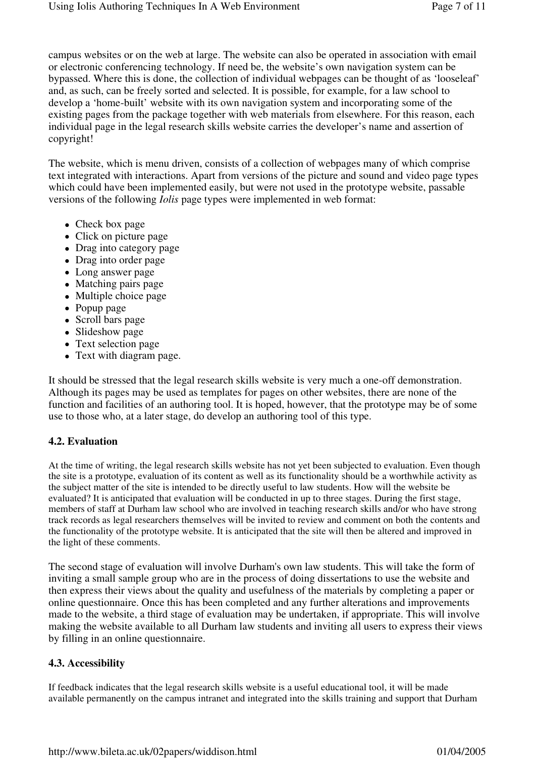campus websites or on the web at large. The website can also be operated in association with email or electronic conferencing technology. If need be, the website's own navigation system can be bypassed. Where this is done, the collection of individual webpages can be thought of as 'looseleaf' and, as such, can be freely sorted and selected. It is possible, for example, for a law school to develop a 'home-built' website with its own navigation system and incorporating some of the existing pages from the package together with web materials from elsewhere. For this reason, each individual page in the legal research skills website carries the developer's name and assertion of copyright!

The website, which is menu driven, consists of a collection of webpages many of which comprise text integrated with interactions. Apart from versions of the picture and sound and video page types which could have been implemented easily, but were not used in the prototype website, passable versions of the following *Iolis* page types were implemented in web format:

- Check box page
- Click on picture page
- Drag into category page
- Drag into order page
- Long answer page
- Matching pairs page
- Multiple choice page
- Popup page
- Scroll bars page
- Slideshow page
- Text selection page
- Text with diagram page.

It should be stressed that the legal research skills website is very much a one-off demonstration. Although its pages may be used as templates for pages on other websites, there are none of the function and facilities of an authoring tool. It is hoped, however, that the prototype may be of some use to those who, at a later stage, do develop an authoring tool of this type.

### 4.2. Evaluation

At the time of writing, the legal research skills website has not yet been subjected to evaluation. Even though the site is a prototype, evaluation of its content as well as its functionality should be a worthwhile activity as the subject matter of the site is intended to be directly useful to law students. How will the website be evaluated? It is anticipated that evaluation will be conducted in up to three stages. During the first stage, members of staff at Durham law school who are involved in teaching research skills and/or who have strong track records as legal researchers themselves will be invited to review and comment on both the contents and the functionality of the prototype website. It is anticipated that the site will then be altered and improved in the light of these comments.

The second stage of evaluation will involve Durham's own law students. This will take the form of inviting a small sample group who are in the process of doing dissertations to use the website and then express their views about the quality and usefulness of the materials by completing a paper or online questionnaire. Once this has been completed and any further alterations and improvements made to the website, a third stage of evaluation may be undertaken, if appropriate. This will involve making the website available to all Durham law students and inviting all users to express their views by filling in an online questionnaire.

### 4.3. Accessibility

If feedback indicates that the legal research skills website is a useful educational tool, it will be made available permanently on the campus intranet and integrated into the skills training and support that Durham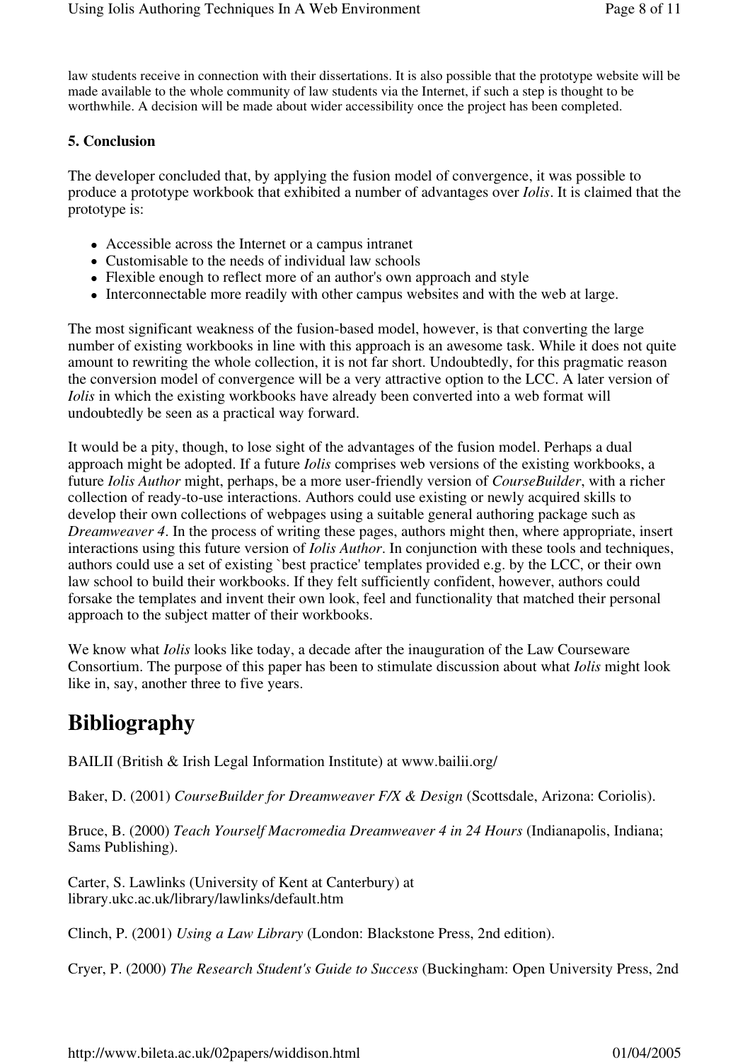law students receive in connection with their dissertations. It is also possible that the prototype website will be made available to the whole community of law students via the Internet, if such a step is thought to be worthwhile. A decision will be made about wider accessibility once the project has been completed.

### 5. Conclusion

The developer concluded that, by applying the fusion model of convergence, it was possible to produce a prototype workbook that exhibited a number of advantages over *Iolis*. It is claimed that the prototype is:

- Accessible across the Internet or a campus intranet
- Customisable to the needs of individual law schools
- Flexible enough to reflect more of an author's own approach and style
- Interconnectable more readily with other campus websites and with the web at large.

The most significant weakness of the fusion-based model, however, is that converting the large number of existing workbooks in line with this approach is an awesome task. While it does not quite amount to rewriting the whole collection, it is not far short. Undoubtedly, for this pragmatic reason the conversion model of convergence will be a very attractive option to the LCC. A later version of *Iolis* in which the existing workbooks have already been converted into a web format will undoubtedly be seen as a practical way forward.

It would be a pity, though, to lose sight of the advantages of the fusion model. Perhaps a dual approach might be adopted. If a future *Iolis* comprises web versions of the existing workbooks, a future *Iolis Author* might, perhaps, be a more user-friendly version of *CourseBuilder*, with a richer collection of ready-to-use interactions. Authors could use existing or newly acquired skills to develop their own collections of webpages using a suitable general authoring package such as *Dreamweaver 4*. In the process of writing these pages, authors might then, where appropriate, insert interactions using this future version of *Iolis Author*. In conjunction with these tools and techniques, authors could use a set of existing `best practice' templates provided e.g. by the LCC, or their own law school to build their workbooks. If they felt sufficiently confident, however, authors could forsake the templates and invent their own look, feel and functionality that matched their personal approach to the subject matter of their workbooks.

We know what *Iolis* looks like today, a decade after the inauguration of the Law Courseware Consortium. The purpose of this paper has been to stimulate discussion about what *Iolis* might look like in, say, another three to five years.

# Bibliography

BAILII (British & Irish Legal Information Institute) at www.bailii.org/

Baker, D. (2001) *CourseBuilder for Dreamweaver F/X & Design* (Scottsdale, Arizona: Coriolis).

Bruce, B. (2000) *Teach Yourself Macromedia Dreamweaver 4 in 24 Hours* (Indianapolis, Indiana; Sams Publishing).

Carter, S. Lawlinks (University of Kent at Canterbury) at library.ukc.ac.uk/library/lawlinks/default.htm

Clinch, P. (2001) *Using a Law Library* (London: Blackstone Press, 2nd edition).

Cryer, P. (2000) *The Research Student's Guide to Success* (Buckingham: Open University Press, 2nd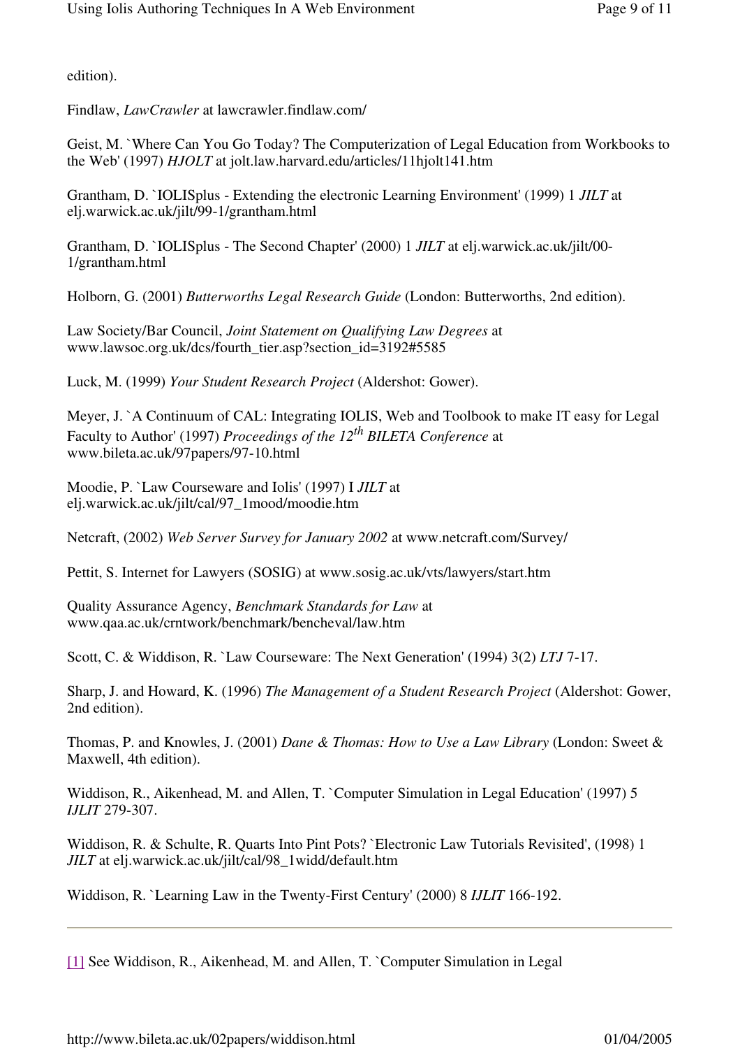edition).

Findlaw, *LawCrawler* at lawcrawler.findlaw.com/

Geist, M. `Where Can You Go Today? The Computerization of Legal Education from Workbooks to the Web' (1997) *HJOLT* at jolt.law.harvard.edu/articles/11hjolt141.htm

Grantham, D. `IOLISplus - Extending the electronic Learning Environment' (1999) 1 *JILT* at elj.warwick.ac.uk/jilt/99-1/grantham.html

Grantham, D. `IOLISplus - The Second Chapter' (2000) 1 *JILT* at elj.warwick.ac.uk/jilt/00-1/grantham.html

Holborn, G. (2001) *Butterworths Legal Research Guide* (London: Butterworths, 2nd edition).

Law Society/Bar Council, *Joint Statement on Qualifying Law Degrees* at www.lawsoc.org.uk/dcs/fourth_tier.asp?section_id=3192#5585

Luck, M. (1999) *Your Student Research Project* (Aldershot: Gower).

Meyer, J. `A Continuum of CAL: Integrating IOLIS, Web and Toolbook to make IT easy for Legal Faculty to Author' (1997) *Proceedings of the 12th BILETA Conference* at www.bileta.ac.uk/97papers/97-10.html

Moodie, P. `Law Courseware and Iolis' (1997) I *JILT* at elj.warwick.ac.uk/jilt/cal/97_1mood/moodie.htm

Netcraft, (2002) *Web Server Survey for January 2002* at www.netcraft.com/Survey/

Pettit, S. Internet for Lawyers (SOSIG) at www.sosig.ac.uk/vts/lawyers/start.htm

Quality Assurance Agency, *Benchmark Standards for Law* at www.qaa.ac.uk/crntwork/benchmark/bencheval/law.htm

Scott, C. & Widdison, R. `Law Courseware: The Next Generation' (1994) 3(2) *LTJ* 7-17.

Sharp, J. and Howard, K. (1996) *The Management of a Student Research Project* (Aldershot: Gower, 2nd edition).

Thomas, P. and Knowles, J. (2001) *Dane & Thomas: How to Use a Law Library* (London: Sweet & Maxwell, 4th edition).

Widdison, R., Aikenhead, M. and Allen, T. `Computer Simulation in Legal Education' (1997) 5 *IJLIT* 279-307.

Widdison, R. & Schulte, R. Quarts Into Pint Pots? `Electronic Law Tutorials Revisited', (1998) 1 *JILT* at elj.warwick.ac.uk/jilt/cal/98_1widd/default.htm

Widdison, R. `Learning Law in the Twenty-First Century' (2000) 8 *IJLIT* 166-192.

---

[1] See Widdison, R., Aikenhead, M. and Allen, T. `Computer Simulation in Legal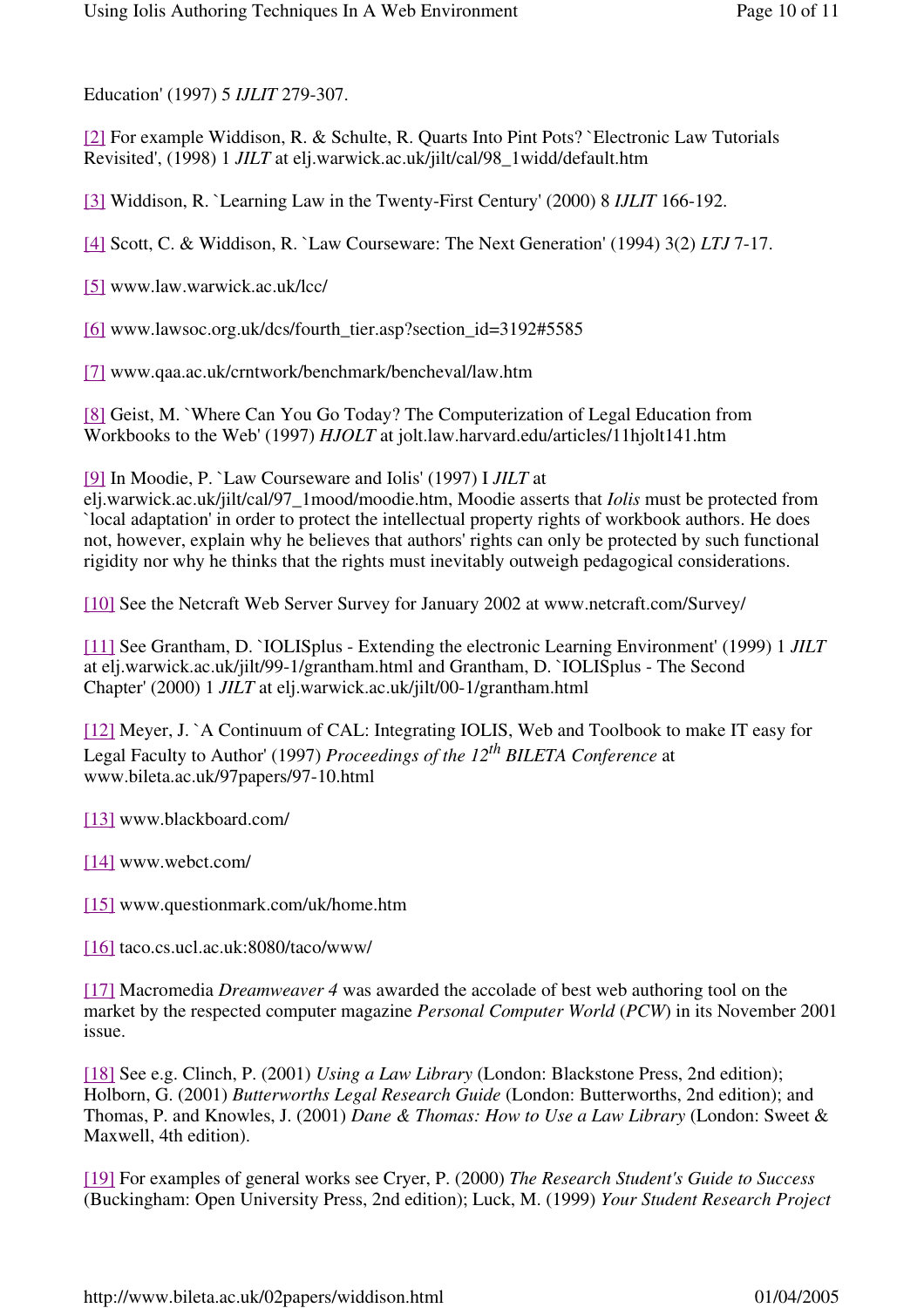Education' (1997) 5 *IJLIT* 279-307.

[2] For example Widdison, R. & Schulte, R. Quarts Into Pint Pots? `Electronic Law Tutorials Revisited', (1998) 1 *JILT* at elj.warwick.ac.uk/jilt/cal/98_1widd/default.htm

[3] Widdison, R. `Learning Law in the Twenty-First Century' (2000) 8 *IJLIT* 166-192.

[4] Scott, C. & Widdison, R. `Law Courseware: The Next Generation' (1994) 3(2) *LTJ* 7-17.

[5] www.law.warwick.ac.uk/lcc/

[6] www.lawsoc.org.uk/dcs/fourth_tier.asp?section_id=3192#5585

[7] www.qaa.ac.uk/crntwork/benchmark/bencheval/law.htm

[8] Geist, M. `Where Can You Go Today? The Computerization of Legal Education from Workbooks to the Web' (1997) *HJOLT* at jolt.law.harvard.edu/articles/11hjolt141.htm

[9] In Moodie, P. `Law Courseware and Iolis' (1997) I *JILT* at elj.warwick.ac.uk/jilt/cal/97_1mood/moodie.htm, Moodie asserts that *Iolis* must be protected from `local adaptation' in order to protect the intellectual property rights of workbook authors. He does not, however, explain why he believes that authors' rights can only be protected by such functional rigidity nor why he thinks that the rights must inevitably outweigh pedagogical considerations.

[10] See the Netcraft Web Server Survey for January 2002 at www.netcraft.com/Survey/

[11] See Grantham, D. `IOLISplus - Extending the electronic Learning Environment' (1999) 1 *JILT* at elj.warwick.ac.uk/jilt/99-1/grantham.html and Grantham, D. `IOLISplus - The Second Chapter' (2000) 1 *JILT* at elj.warwick.ac.uk/jilt/00-1/grantham.html

[12] Meyer, J. `A Continuum of CAL: Integrating IOLIS, Web and Toolbook to make IT easy for Legal Faculty to Author' (1997) *Proceedings of the 12th BILETA Conference* at www.bileta.ac.uk/97papers/97-10.html

[13] www.blackboard.com/

[14] www.webct.com/

[15] www.questionmark.com/uk/home.htm

[16] taco.cs.ucl.ac.uk:8080/taco/www/

[17] Macromedia *Dreamweaver 4* was awarded the accolade of best web authoring tool on the market by the respected computer magazine *Personal Computer World* (*PCW*) in its November 2001 issue.

[18] See e.g. Clinch, P. (2001) *Using a Law Library* (London: Blackstone Press, 2nd edition); Holborn, G. (2001) *Butterworths Legal Research Guide* (London: Butterworths, 2nd edition); and Thomas, P. and Knowles, J. (2001) *Dane & Thomas: How to Use a Law Library* (London: Sweet & Maxwell, 4th edition).

[19] For examples of general works see Cryer, P. (2000) *The Research Student's Guide to Success* (Buckingham: Open University Press, 2nd edition); Luck, M. (1999) *Your Student Research Project*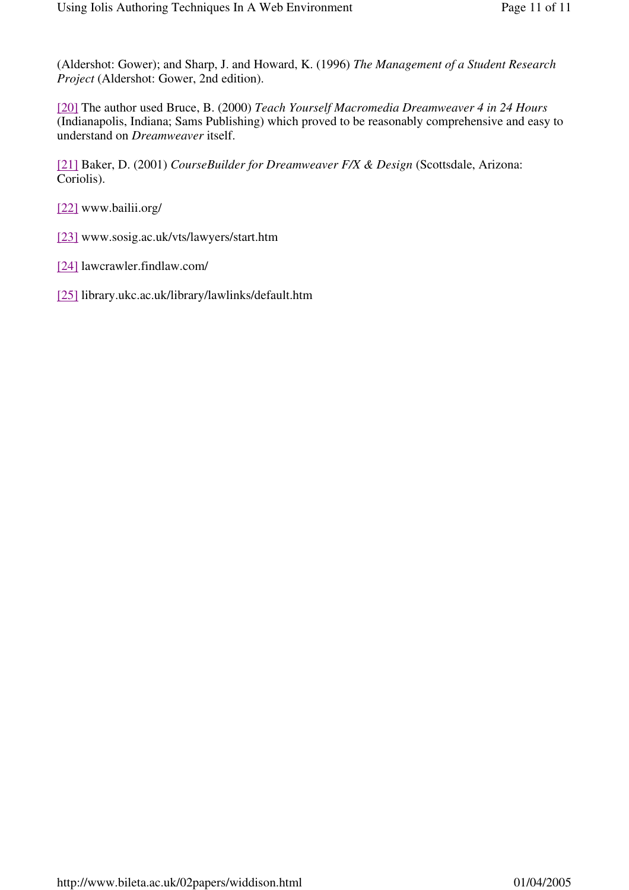(Aldershot: Gower); and Sharp, J. and Howard, K. (1996) *The Management of a Student Research Project* (Aldershot: Gower, 2nd edition).

[20] The author used Bruce, B. (2000) *Teach Yourself Macromedia Dreamweaver 4 in 24 Hours* (Indianapolis, Indiana; Sams Publishing) which proved to be reasonably comprehensive and easy to understand on *Dreamweaver* itself.

[21] Baker, D. (2001) *CourseBuilder for Dreamweaver F/X & Design* (Scottsdale, Arizona: Coriolis).

[22] www.bailii.org/

[23] www.sosig.ac.uk/vts/lawyers/start.htm

[24] lawcrawler.findlaw.com/

[25] library.ukc.ac.uk/library/lawlinks/default.htm